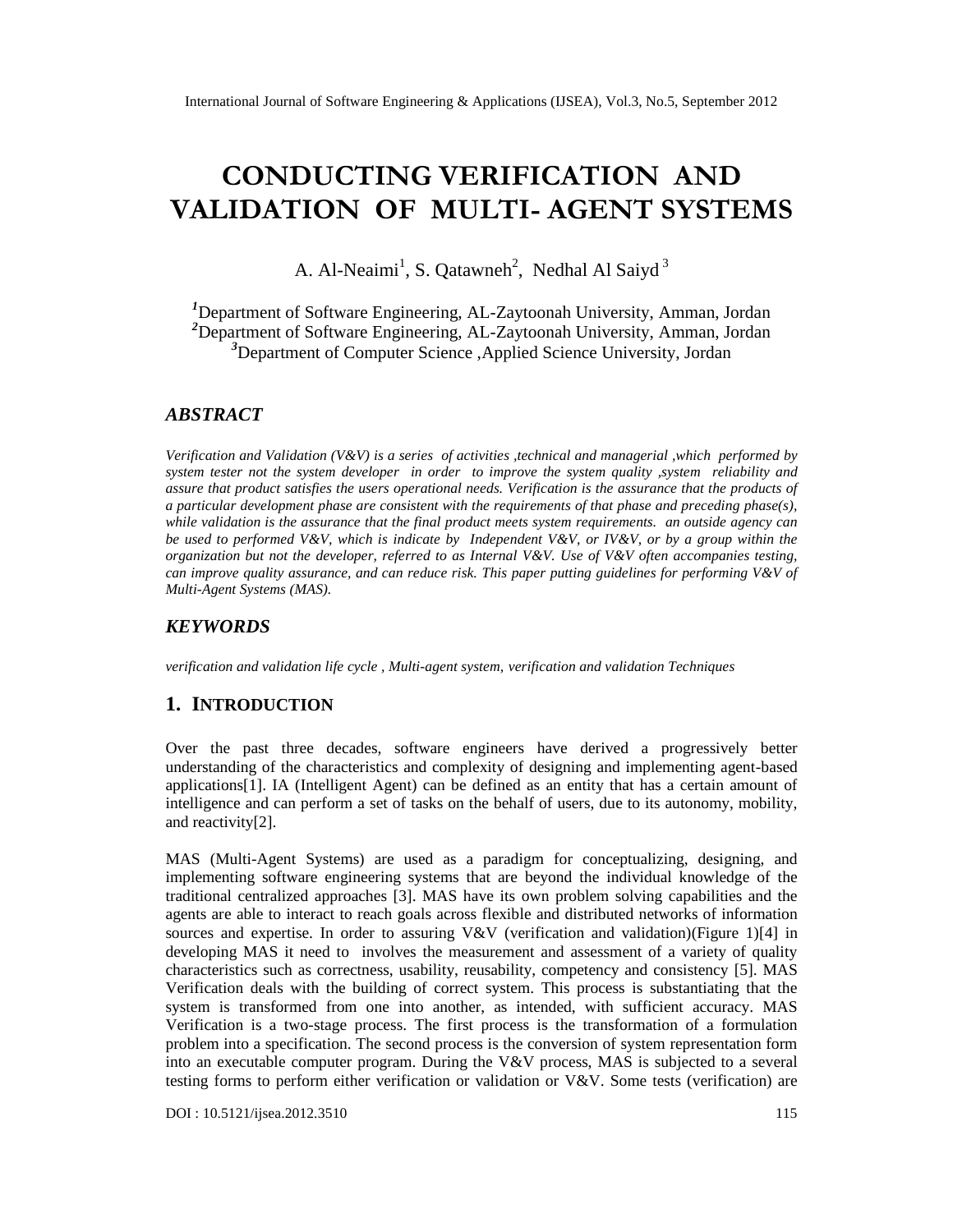# CONDUCTING VERIFICATION AND VALIDATION OF MULTI- AGENT SYSTEMS

A. Al-Neaimi[1], S. Qatawneh[2], Nedhal Al Saiyd [3]

[1]Department of Software Engineering, AL-Zaytoonah University, Amman, Jordan
[2]Department of Software Engineering, AL-Zaytoonah University, Amman, Jordan
[3]Department of Computer Science ,Applied Science University, Jordan

## ABSTRACT

*Verification and Validation (V&V) is a series of activities ,technical and managerial ,which performed by system tester not the system developer in order to improve the system quality ,system reliability and assure that product satisfies the users operational needs. Verification is the assurance that the products of a particular development phase are consistent with the requirements of that phase and preceding phase(s), while validation is the assurance that the final product meets system requirements. an outside agency can be used to performed V&V, which is indicate by Independent V&V, or IV&V, or by a group within the organization but not the developer, referred to as Internal V&V. Use of V&V often accompanies testing, can improve quality assurance, and can reduce risk. This paper putting guidelines for performing V&V of Multi-Agent Systems (MAS).*

## KEYWORDS

*verification and validation life cycle , Multi-agent system, verification and validation Techniques*

## 1. INTRODUCTION

Over the past three decades, software engineers have derived a progressively better understanding of the characteristics and complexity of designing and implementing agent-based applications[1]. IA (Intelligent Agent) can be defined as an entity that has a certain amount of intelligence and can perform a set of tasks on the behalf of users, due to its autonomy, mobility, and reactivity[2].

MAS (Multi-Agent Systems) are used as a paradigm for conceptualizing, designing, and implementing software engineering systems that are beyond the individual knowledge of the traditional centralized approaches [3]. MAS have its own problem solving capabilities and the agents are able to interact to reach goals across flexible and distributed networks of information sources and expertise. In order to assuring V&V (verification and validation)(Figure 1)[4] in developing MAS it need to involves the measurement and assessment of a variety of quality characteristics such as correctness, usability, reusability, competency and consistency [5]. MAS Verification deals with the building of correct system. This process is substantiating that the system is transformed from one into another, as intended, with sufficient accuracy. MAS Verification is a two-stage process. The first process is the transformation of a formulation problem into a specification. The second process is the conversion of system representation form into an executable computer program. During the V&V process, MAS is subjected to a several testing forms to perform either verification or validation or V&V. Some tests (verification) are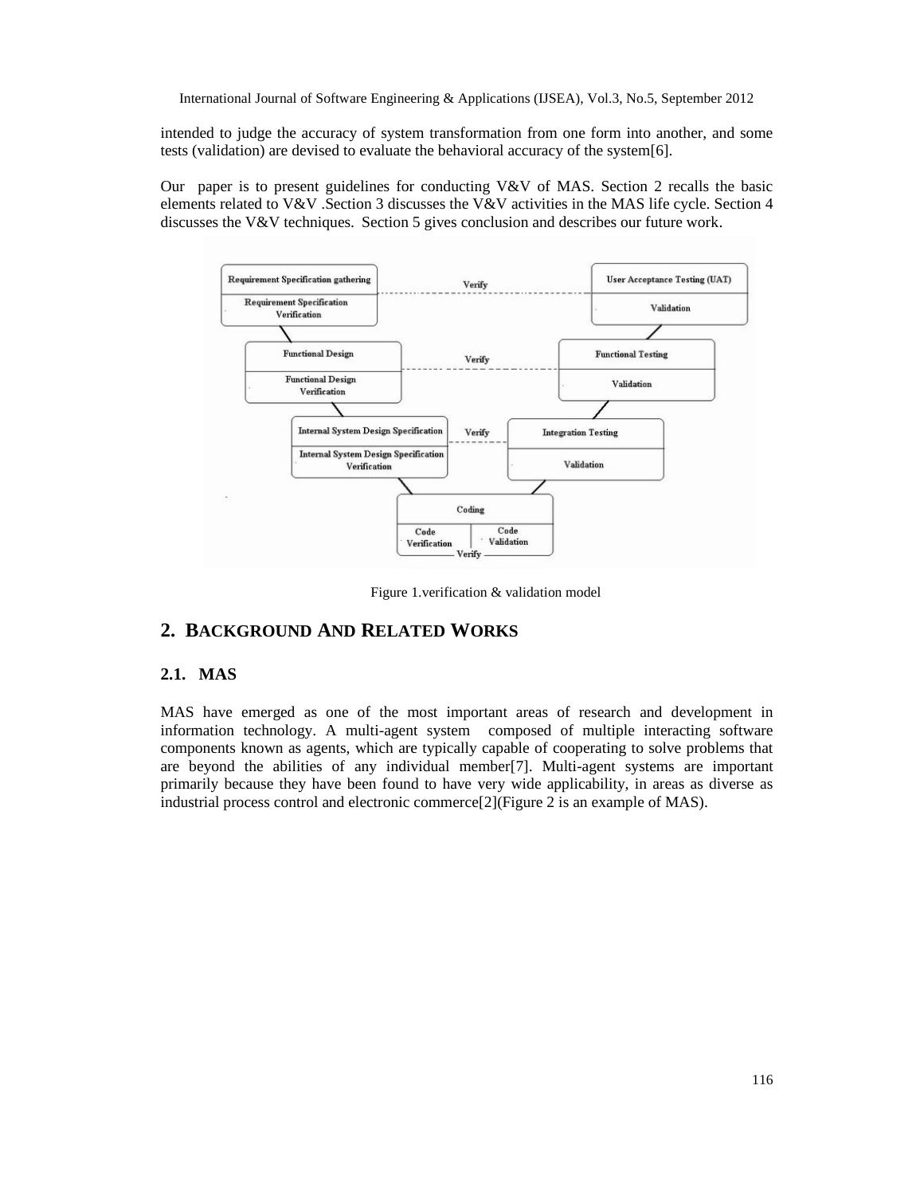intended to judge the accuracy of system transformation from one form into another, and some tests (validation) are devised to evaluate the behavioral accuracy of the system[6].

Our paper is to present guidelines for conducting V&V of MAS. Section 2 recalls the basic elements related to V&V .Section 3 discusses the V&V activities in the MAS life cycle. Section 4 discusses the V&V techniques. Section 5 gives conclusion and describes our future work.

Figure 1.verification & validation model

## 2. BACKGROUND AND RELATED WORKS

### 2.1. MAS

MAS have emerged as one of the most important areas of research and development in information technology. A multi-agent system composed of multiple interacting software components known as agents, which are typically capable of cooperating to solve problems that are beyond the abilities of any individual member[7]. Multi-agent systems are important primarily because they have been found to have very wide applicability, in areas as diverse as industrial process control and electronic commerce[2](Figure 2 is an example of MAS).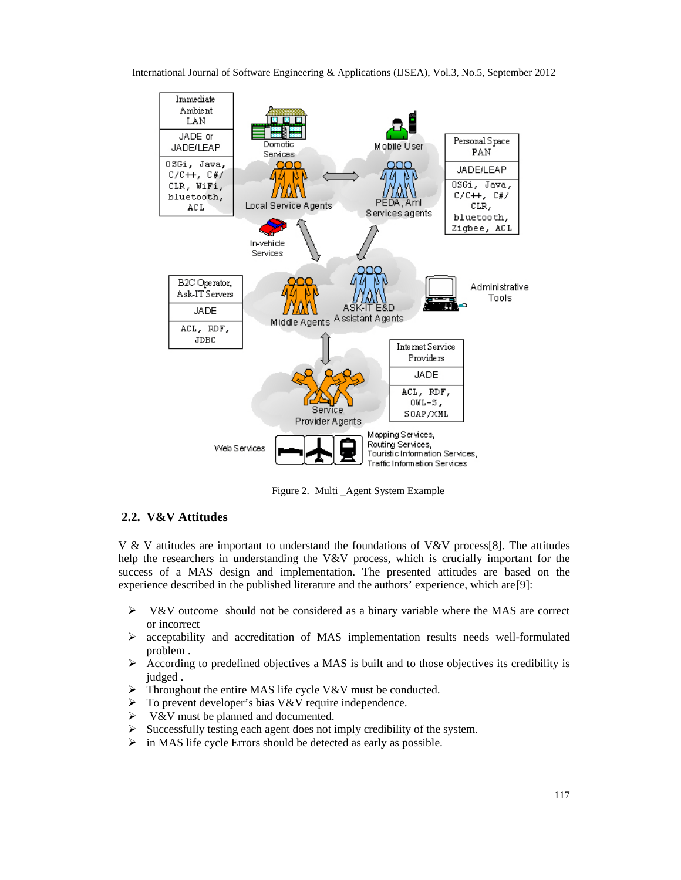Figure 2. Multi _Agent System Example

## 2.2. V&V Attitudes

V & V attitudes are important to understand the foundations of V&V process[8]. The attitudes help the researchers in understanding the V&V process, which is crucially important for the success of a MAS design and implementation. The presented attitudes are based on the experience described in the published literature and the authors' experience, which are[9]:

- V&V outcome should not be considered as a binary variable where the MAS are correct or incorrect
- acceptability and accreditation of MAS implementation results needs well-formulated problem .
- According to predefined objectives a MAS is built and to those objectives its credibility is judged .
- Throughout the entire MAS life cycle V&V must be conducted.
- To prevent developer's bias V&V require independence.
- V&V must be planned and documented.
- Successfully testing each agent does not imply credibility of the system.
- in MAS life cycle Errors should be detected as early as possible.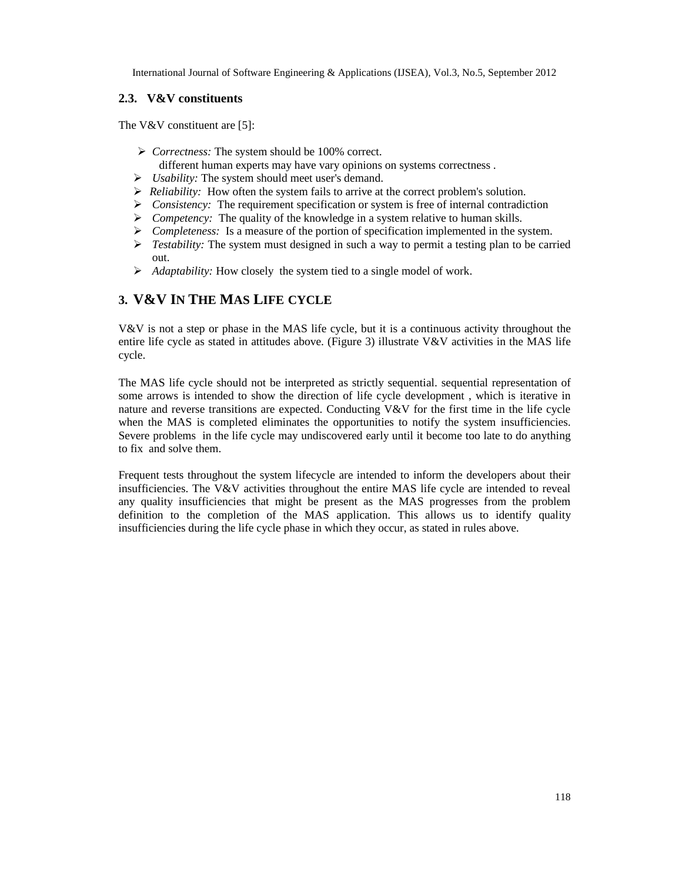### 2.3. V&V constituents

The V&V constituent are [5]:

- *Correctness:* The system should be 100% correct.
  different human experts may have vary opinions on systems correctness .
- *Usability:* The system should meet user's demand.
- *Reliability:* How often the system fails to arrive at the correct problem's solution.
- *Consistency:* The requirement specification or system is free of internal contradiction
- *Competency:* The quality of the knowledge in a system relative to human skills.
- *Completeness:* Is a measure of the portion of specification implemented in the system.
- *Testability:* The system must designed in such a way to permit a testing plan to be carried out.
- *Adaptability:* How closely the system tied to a single model of work.

## 3. V&V IN THE MAS LIFE CYCLE

V&V is not a step or phase in the MAS life cycle, but it is a continuous activity throughout the entire life cycle as stated in attitudes above. (Figure 3) illustrate V&V activities in the MAS life cycle.

The MAS life cycle should not be interpreted as strictly sequential. sequential representation of some arrows is intended to show the direction of life cycle development , which is iterative in nature and reverse transitions are expected. Conducting V&V for the first time in the life cycle when the MAS is completed eliminates the opportunities to notify the system insufficiencies. Severe problems in the life cycle may undiscovered early until it become too late to do anything to fix and solve them.

Frequent tests throughout the system lifecycle are intended to inform the developers about their insufficiencies. The V&V activities throughout the entire MAS life cycle are intended to reveal any quality insufficiencies that might be present as the MAS progresses from the problem definition to the completion of the MAS application. This allows us to identify quality insufficiencies during the life cycle phase in which they occur, as stated in rules above.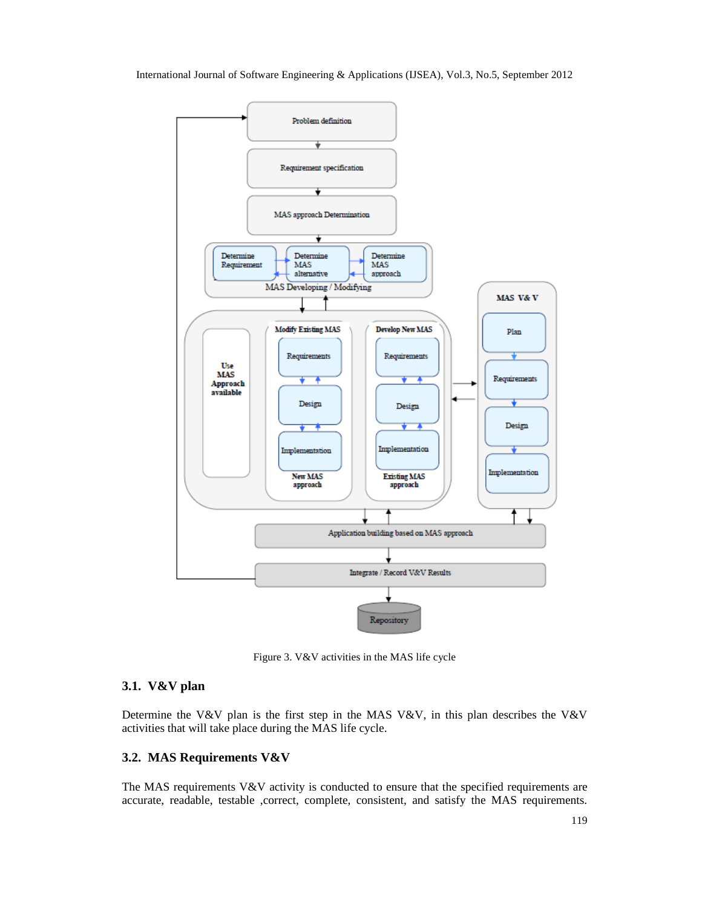Figure 3. V&V activities in the MAS life cycle

### 3.1. V&V plan

Determine the V&V plan is the first step in the MAS V&V, in this plan describes the V&V activities that will take place during the MAS life cycle.

### 3.2. MAS Requirements V&V

The MAS requirements V&V activity is conducted to ensure that the specified requirements are accurate, readable, testable ,correct, complete, consistent, and satisfy the MAS requirements.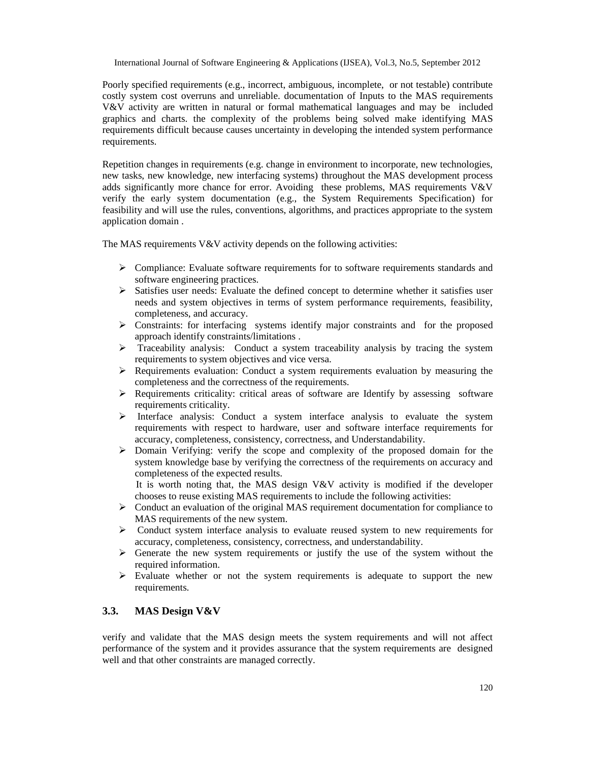Poorly specified requirements (e.g., incorrect, ambiguous, incomplete, or not testable) contribute costly system cost overruns and unreliable. documentation of Inputs to the MAS requirements V&V activity are written in natural or formal mathematical languages and may be included graphics and charts. the complexity of the problems being solved make identifying MAS requirements difficult because causes uncertainty in developing the intended system performance requirements.

Repetition changes in requirements (e.g. change in environment to incorporate, new technologies, new tasks, new knowledge, new interfacing systems) throughout the MAS development process adds significantly more chance for error. Avoiding these problems, MAS requirements V&V verify the early system documentation (e.g., the System Requirements Specification) for feasibility and will use the rules, conventions, algorithms, and practices appropriate to the system application domain .

The MAS requirements V&V activity depends on the following activities:

- Compliance: Evaluate software requirements for to software requirements standards and software engineering practices.
- Satisfies user needs: Evaluate the defined concept to determine whether it satisfies user needs and system objectives in terms of system performance requirements, feasibility, completeness, and accuracy.
- Constraints: for interfacing systems identify major constraints and for the proposed approach identify constraints/limitations .
- Traceability analysis: Conduct a system traceability analysis by tracing the system requirements to system objectives and vice versa.
- Requirements evaluation: Conduct a system requirements evaluation by measuring the completeness and the correctness of the requirements.
- Requirements criticality: critical areas of software are Identify by assessing software requirements criticality.
- Interface analysis: Conduct a system interface analysis to evaluate the system requirements with respect to hardware, user and software interface requirements for accuracy, completeness, consistency, correctness, and Understandability.
- Domain Verifying: verify the scope and complexity of the proposed domain for the system knowledge base by verifying the correctness of the requirements on accuracy and completeness of the expected results.

  It is worth noting that, the MAS design V&V activity is modified if the developer chooses to reuse existing MAS requirements to include the following activities:
- Conduct an evaluation of the original MAS requirement documentation for compliance to MAS requirements of the new system.
- Conduct system interface analysis to evaluate reused system to new requirements for accuracy, completeness, consistency, correctness, and understandability.
- Generate the new system requirements or justify the use of the system without the required information.
- Evaluate whether or not the system requirements is adequate to support the new requirements.

### 3.3. MAS Design V&V

verify and validate that the MAS design meets the system requirements and will not affect performance of the system and it provides assurance that the system requirements are designed well and that other constraints are managed correctly.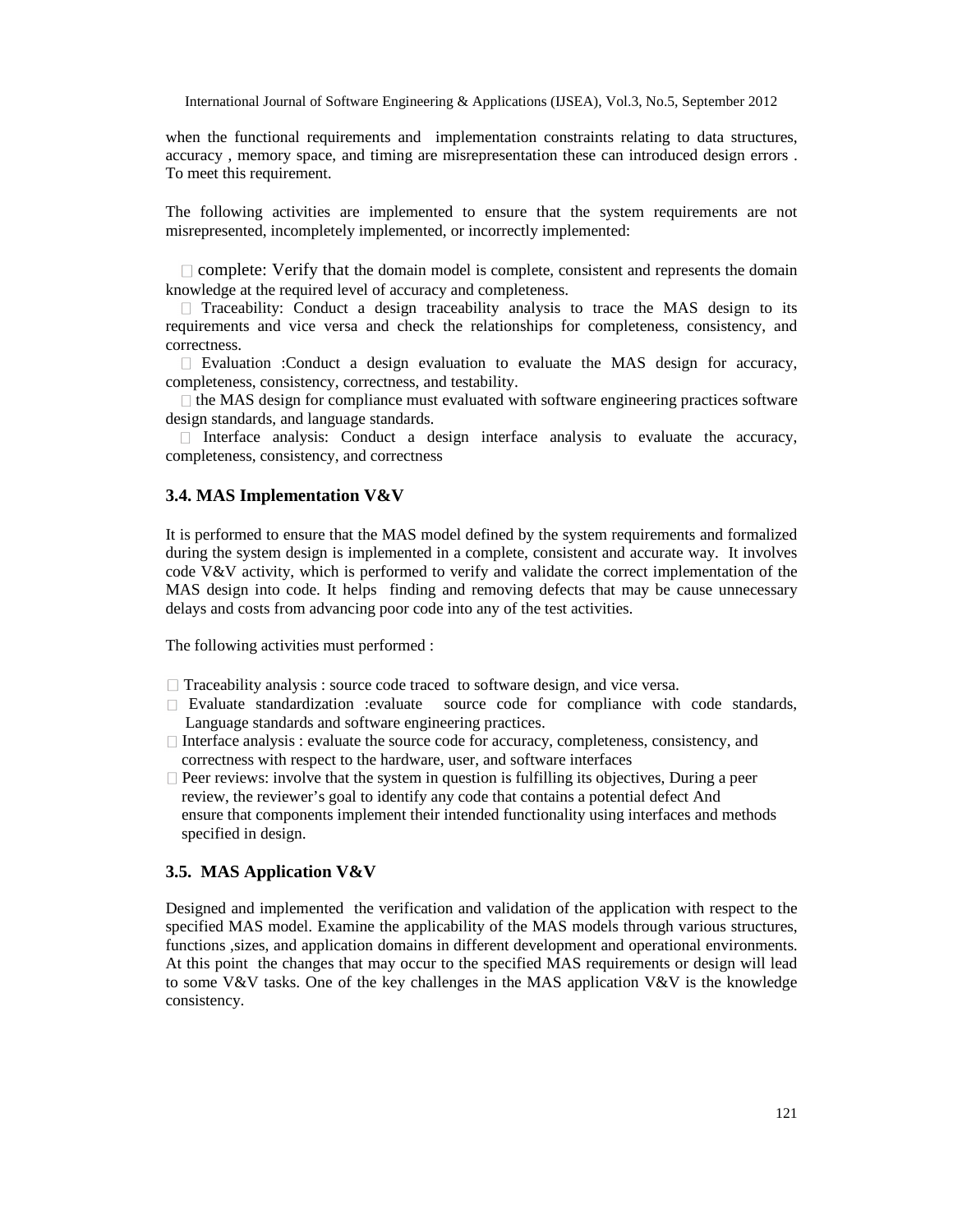when the functional requirements and implementation constraints relating to data structures, accuracy , memory space, and timing are misrepresentation these can introduced design errors . To meet this requirement.

The following activities are implemented to ensure that the system requirements are not misrepresented, incompletely implemented, or incorrectly implemented:

- complete: Verify that the domain model is complete, consistent and represents the domain knowledge at the required level of accuracy and completeness.
- Traceability: Conduct a design traceability analysis to trace the MAS design to its requirements and vice versa and check the relationships for completeness, consistency, and correctness.
- Evaluation :Conduct a design evaluation to evaluate the MAS design for accuracy, completeness, consistency, correctness, and testability.
- the MAS design for compliance must evaluated with software engineering practices software design standards, and language standards.
- Interface analysis: Conduct a design interface analysis to evaluate the accuracy, completeness, consistency, and correctness

### 3.4. MAS Implementation V&V

It is performed to ensure that the MAS model defined by the system requirements and formalized during the system design is implemented in a complete, consistent and accurate way. It involves code V&V activity, which is performed to verify and validate the correct implementation of the MAS design into code. It helps finding and removing defects that may be cause unnecessary delays and costs from advancing poor code into any of the test activities.

The following activities must performed :

- Traceability analysis : source code traced to software design, and vice versa.
- Evaluate standardization :evaluate source code for compliance with code standards, Language standards and software engineering practices.
- Interface analysis : evaluate the source code for accuracy, completeness, consistency, and correctness with respect to the hardware, user, and software interfaces
- Peer reviews: involve that the system in question is fulfilling its objectives, During a peer review, the reviewer's goal to identify any code that contains a potential defect And ensure that components implement their intended functionality using interfaces and methods specified in design.

### 3.5. MAS Application V&V

Designed and implemented the verification and validation of the application with respect to the specified MAS model. Examine the applicability of the MAS models through various structures, functions ,sizes, and application domains in different development and operational environments. At this point the changes that may occur to the specified MAS requirements or design will lead to some V&V tasks. One of the key challenges in the MAS application V&V is the knowledge consistency.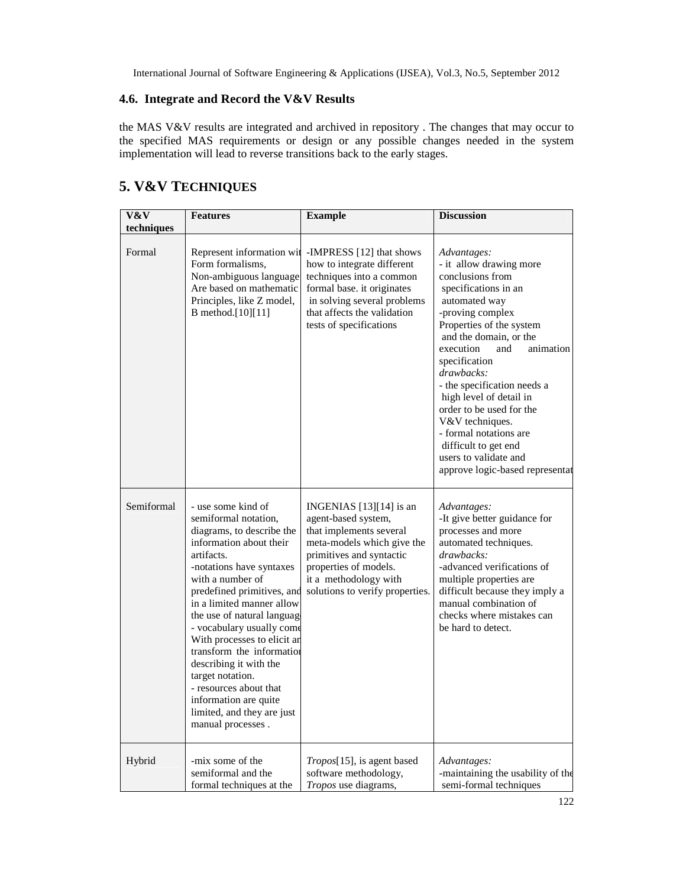### 4.6. Integrate and Record the V&V Results

the MAS V&V results are integrated and archived in repository . The changes that may occur to the specified MAS requirements or design or any possible changes needed in the system implementation will lead to reverse transitions back to the early stages.

## 5. V&V TECHNIQUES

| V&V techniques | Features | Example | Discussion |
|---|---|---|---|
| Formal | Represent information wit Form formalisms, Non-ambiguous language Are based on mathematic Principles, like Z model, B method.[10][11] | -IMPRESS [12] that shows how to integrate different techniques into a common formal base. it originates in solving several problems that affects the validation tests of specifications | *Advantages:* - it allow drawing more conclusions from specifications in an automated way -proving complex Properties of the system and the domain, or the execution and animation specification *drawbacks:* - the specification needs a high level of detail in order to be used for the V&V techniques. - formal notations are difficult to get end users to validate and approve logic-based representat |
| Semiformal | - use some kind of semiformal notation, diagrams, to describe the information about their artifacts. -notations have syntaxes with a number of predefined primitives, and in a limited manner allow the use of natural languag - vocabulary usually come With processes to elicit ar transform the informatior describing it with the target notation. - resources about that information are quite limited, and they are just manual processes . | INGENIAS [13][14] is an agent-based system, that implements several meta-models which give the primitives and syntactic properties of models. it a methodology with solutions to verify properties. | *Advantages:* -It give better guidance for processes and more automated techniques. *drawbacks:* -advanced verifications of multiple properties are difficult because they imply a manual combination of checks where mistakes can be hard to detect. |
| Hybrid | -mix some of the semiformal and the formal techniques at the | *Tropos*[15], is agent based software methodology, *Tropos* use diagrams, | *Advantages:* -maintaining the usability of the semi-formal techniques |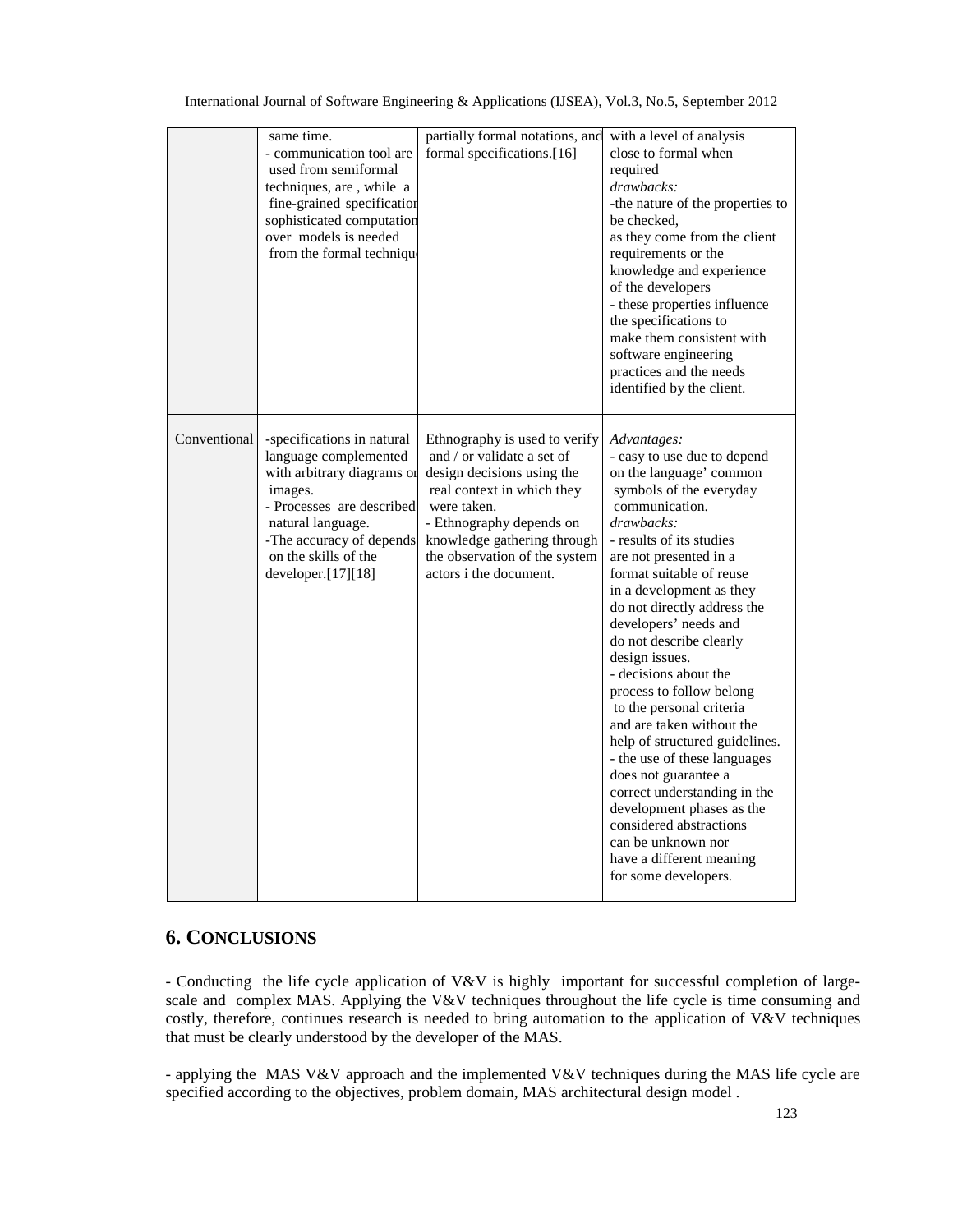| | same time.<br>- communication tool are used from semiformal techniques, are , while a fine-grained specification sophisticated computation over models is needed from the formal technique | partially formal notations, and formal specifications.[16] | with a level of analysis close to formal when required<br>*drawbacks:*<br>-the nature of the properties to be checked, as they come from the client requirements or the knowledge and experience of the developers<br>- these properties influence the specifications to make them consistent with software engineering practices and the needs identified by the client. |
|---|---|---|---|
| Conventional | -specifications in natural language complemented with arbitrary diagrams or images.<br>- Processes are described natural language.<br>-The accuracy of depends on the skills of the developer.[17][18] | Ethnography is used to verify and / or validate a set of design decisions using the real context in which they were taken.<br>- Ethnography depends on knowledge gathering through the observation of the system actors i the document. | *Advantages:*<br>- easy to use due to depend on the language' common symbols of the everyday communication.<br>*drawbacks:*<br>- results of its studies are not presented in a format suitable of reuse in a development as they do not directly address the developers' needs and do not describe clearly design issues.<br>- decisions about the process to follow belong to the personal criteria and are taken without the help of structured guidelines.<br>- the use of these languages does not guarantee a correct understanding in the development phases as the considered abstractions can be unknown nor have a different meaning for some developers. |

## 6. CONCLUSIONS

- Conducting the life cycle application of V&V is highly important for successful completion of large-scale and complex MAS. Applying the V&V techniques throughout the life cycle is time consuming and costly, therefore, continues research is needed to bring automation to the application of V&V techniques that must be clearly understood by the developer of the MAS.

- applying the MAS V&V approach and the implemented V&V techniques during the MAS life cycle are specified according to the objectives, problem domain, MAS architectural design model .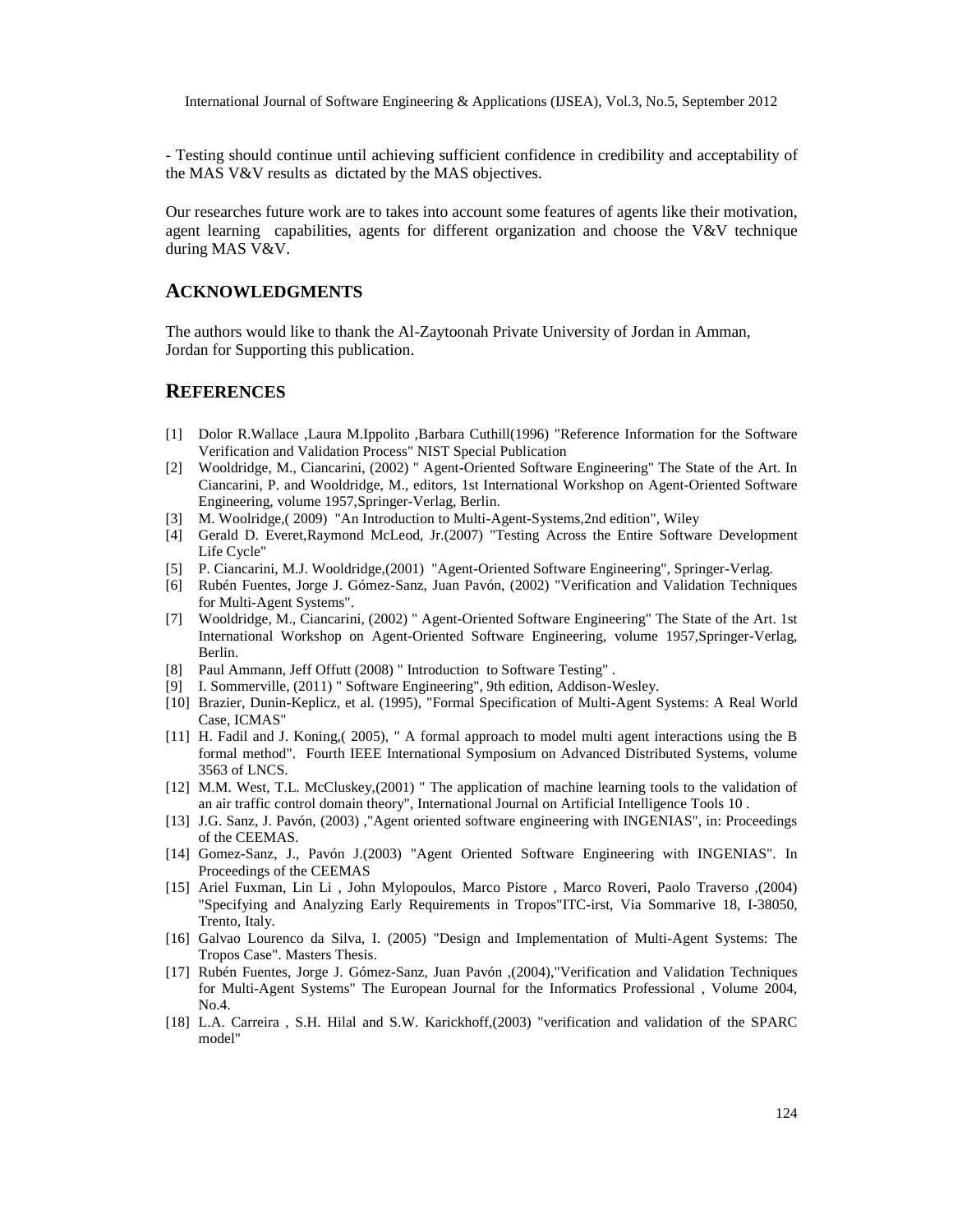- Testing should continue until achieving sufficient confidence in credibility and acceptability of the MAS V&V results as dictated by the MAS objectives.

Our researches future work are to takes into account some features of agents like their motivation, agent learning capabilities, agents for different organization and choose the V&V technique during MAS V&V.

## ACKNOWLEDGMENTS

The authors would like to thank the Al-Zaytoonah Private University of Jordan in Amman, Jordan for Supporting this publication.

## REFERENCES

[1] Dolor R.Wallace ,Laura M.Ippolito ,Barbara Cuthill(1996) "Reference Information for the Software Verification and Validation Process" NIST Special Publication

[2] Wooldridge, M., Ciancarini, (2002) " Agent-Oriented Software Engineering" The State of the Art. In Ciancarini, P. and Wooldridge, M., editors, 1st International Workshop on Agent-Oriented Software Engineering, volume 1957,Springer-Verlag, Berlin.

[3] M. Woolridge,( 2009) "An Introduction to Multi-Agent-Systems,2nd edition", Wiley

[4] Gerald D. Everet,Raymond McLeod, Jr.(2007) "Testing Across the Entire Software Development Life Cycle"

[5] P. Ciancarini, M.J. Wooldridge,(2001) "Agent-Oriented Software Engineering", Springer-Verlag.

[6] Rubén Fuentes, Jorge J. Gómez-Sanz, Juan Pavón, (2002) "Verification and Validation Techniques for Multi-Agent Systems".

[7] Wooldridge, M., Ciancarini, (2002) " Agent-Oriented Software Engineering" The State of the Art. 1st International Workshop on Agent-Oriented Software Engineering, volume 1957,Springer-Verlag, Berlin.

[8] Paul Ammann, Jeff Offutt (2008) " Introduction to Software Testing" .

[9] I. Sommerville, (2011) " Software Engineering", 9th edition, Addison-Wesley.

[10] Brazier, Dunin-Keplicz, et al. (1995), "Formal Specification of Multi-Agent Systems: A Real World Case, ICMAS"

[11] H. Fadil and J. Koning,( 2005), " A formal approach to model multi agent interactions using the B formal method". Fourth IEEE International Symposium on Advanced Distributed Systems, volume 3563 of LNCS.

[12] M.M. West, T.L. McCluskey,(2001) " The application of machine learning tools to the validation of an air traffic control domain theory", International Journal on Artificial Intelligence Tools 10 .

[13] J.G. Sanz, J. Pavón, (2003) ,"Agent oriented software engineering with INGENIAS", in: Proceedings of the CEEMAS.

[14] Gomez-Sanz, J., Pavón J.(2003) "Agent Oriented Software Engineering with INGENIAS". In Proceedings of the CEEMAS

[15] Ariel Fuxman, Lin Li , John Mylopoulos, Marco Pistore , Marco Roveri, Paolo Traverso ,(2004) "Specifying and Analyzing Early Requirements in Tropos"ITC-irst, Via Sommarive 18, I-38050, Trento, Italy.

[16] Galvao Lourenco da Silva, I. (2005) "Design and Implementation of Multi-Agent Systems: The Tropos Case". Masters Thesis.

[17] Rubén Fuentes, Jorge J. Gómez-Sanz, Juan Pavón ,(2004),"Verification and Validation Techniques for Multi-Agent Systems" The European Journal for the Informatics Professional , Volume 2004, No.4.

[18] L.A. Carreira , S.H. Hilal and S.W. Karickhoff,(2003) "verification and validation of the SPARC model"